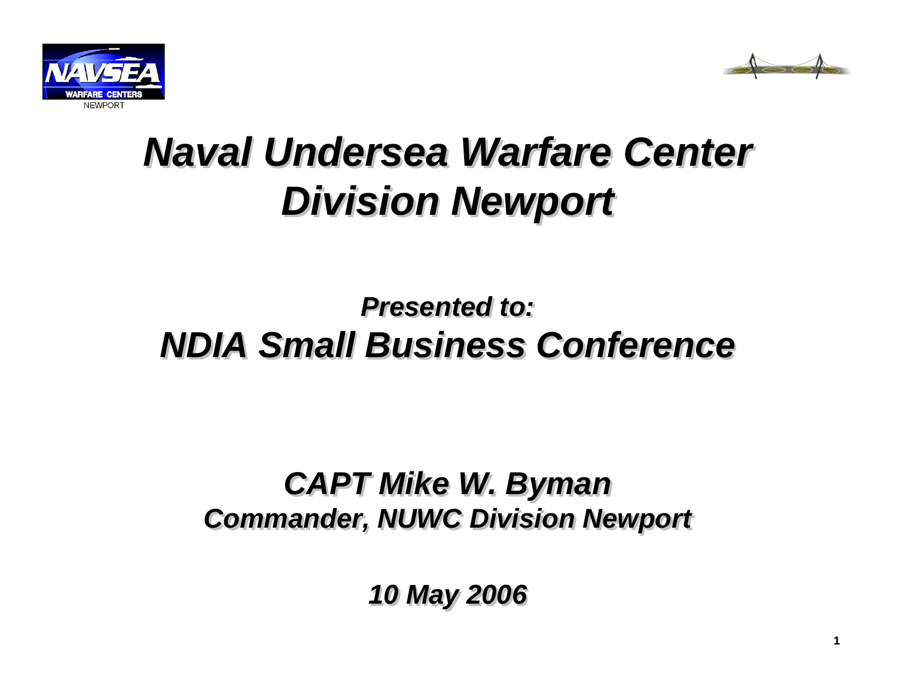# *Naval Undersea Warfare Center Division Newport*

## *Presented to:*
## *NDIA Small Business Conference*

### *CAPT Mike W. Byman*
### *Commander, NUWC Division Newport*

*10 May 2006*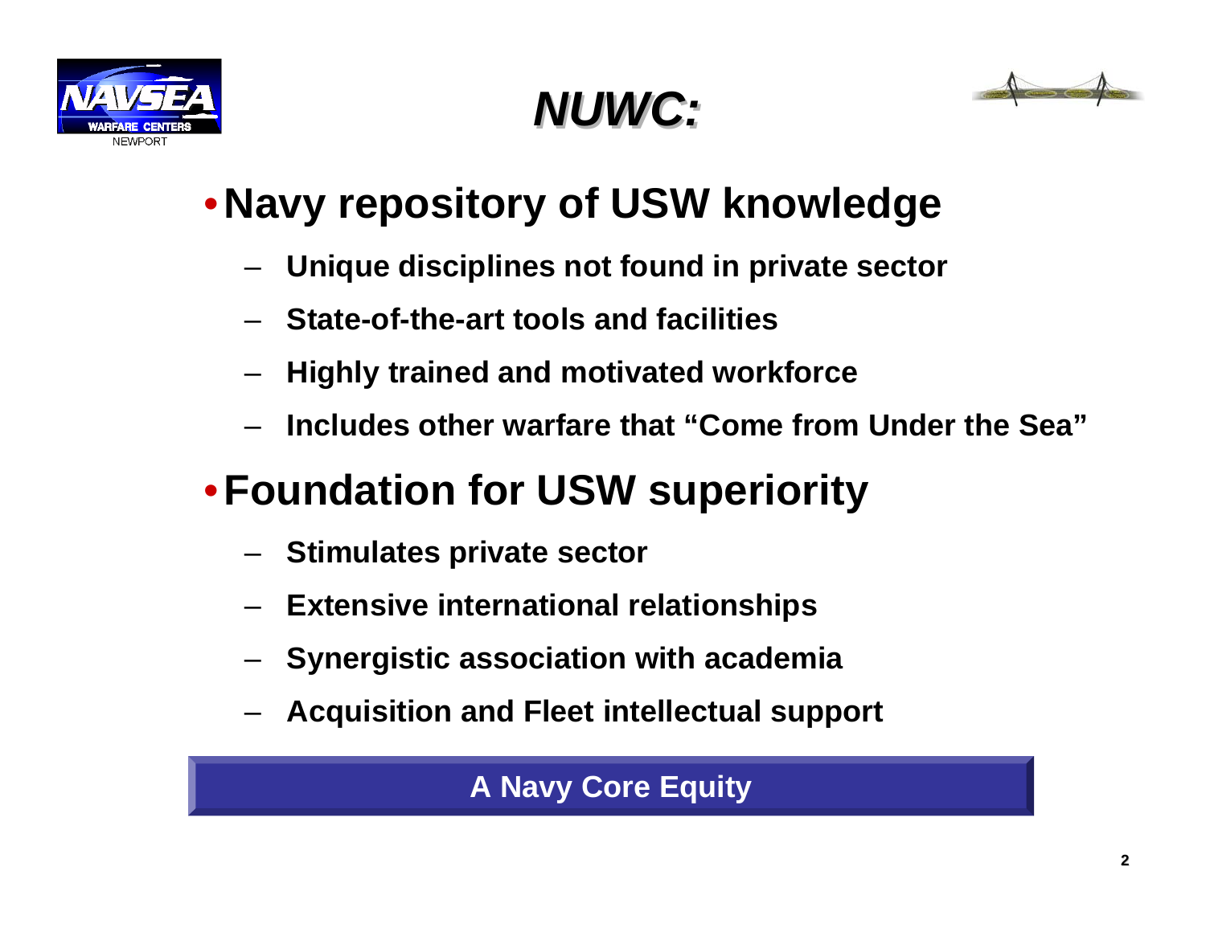# *NUWC:*

- **Navy repository of USW knowledge**
  - **Unique disciplines not found in private sector**
  - **State-of-the-art tools and facilities**
  - **Highly trained and motivated workforce**
  - **Includes other warfare that "Come from Under the Sea"**
- **Foundation for USW superiority**
  - **Stimulates private sector**
  - **Extensive international relationships**
  - **Synergistic association with academia**
  - **Acquisition and Fleet intellectual support**

**A Navy Core Equity**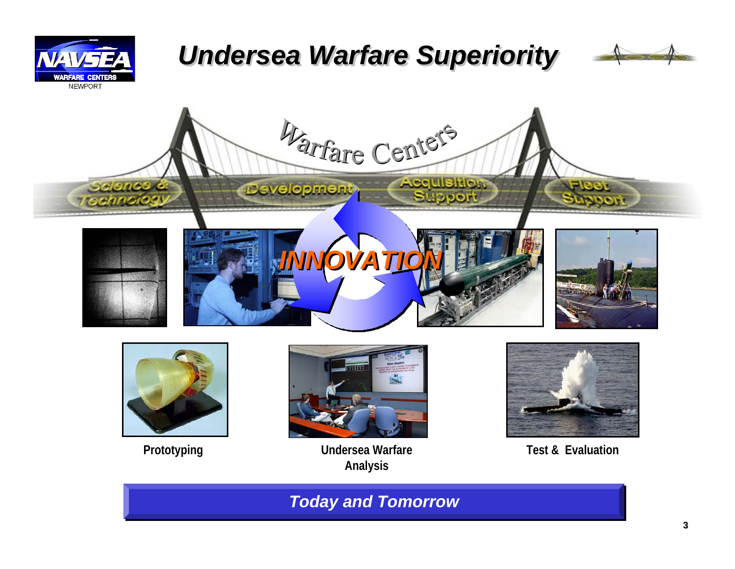# Undersea Warfare Superiority

Warfare Centers

Science & Technology — Development — Acquisition Support — Fleet Support

INNOVATION

Prototyping

Undersea Warfare Analysis

Test & Evaluation

***Today and Tomorrow***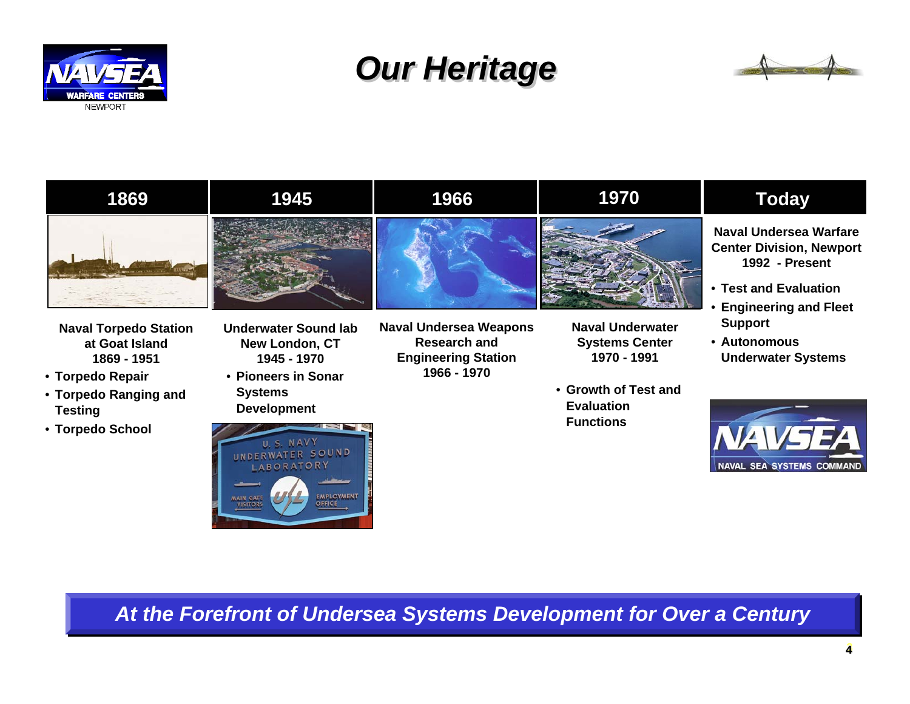# Our Heritage

## 1869

**Naval Torpedo Station at Goat Island**
**1869 - 1951**

- Torpedo Repair
- Torpedo Ranging and Testing
- Torpedo School

## 1945

**Underwater Sound lab**
**New London, CT**
**1945 - 1970**

- Pioneers in Sonar Systems Development

## 1966

**Naval Undersea Weapons Research and Engineering Station**
**1966 - 1970**

## 1970

**Naval Underwater Systems Center**
**1970 - 1991**

- Growth of Test and Evaluation Functions

## Today

**Naval Undersea Warfare Center Division, Newport**
**1992 - Present**

- Test and Evaluation
- Engineering and Fleet Support
- Autonomous Underwater Systems

***At the Forefront of Undersea Systems Development for Over a Century***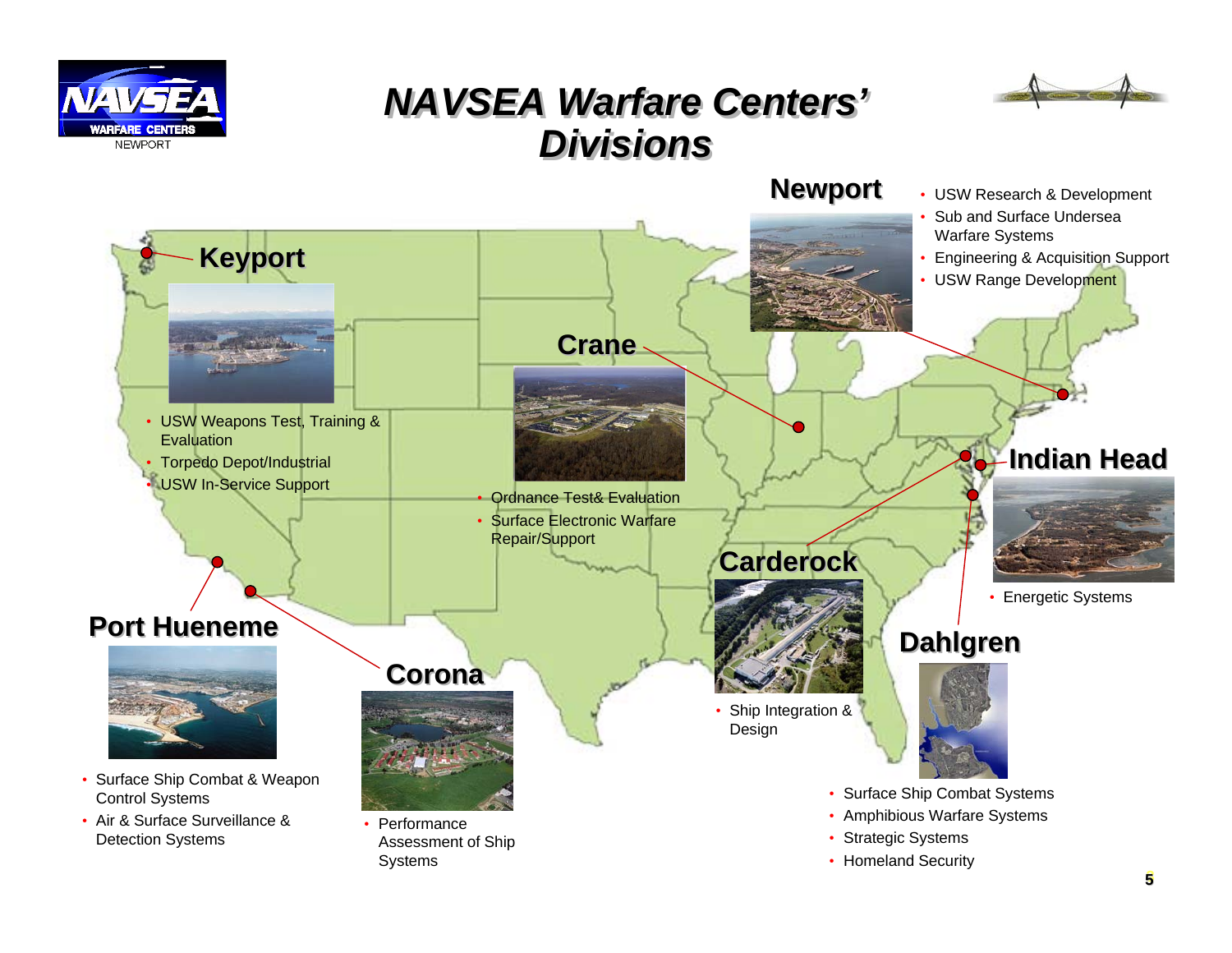# NAVSEA Warfare Centers' Divisions

NAVSEA WARFARE CENTERS NEWPORT

## Newport

- USW Research & Development
- Sub and Surface Undersea Warfare Systems
- Engineering & Acquisition Support
- USW Range Development

## Keyport

- USW Weapons Test, Training & Evaluation
- Torpedo Depot/Industrial
- USW In-Service Support

## Crane

- Ordnance Test& Evaluation
- Surface Electronic Warfare Repair/Support

## Indian Head

- Energetic Systems

## Carderock

- Ship Integration & Design

## Dahlgren

- Surface Ship Combat Systems
- Amphibious Warfare Systems
- Strategic Systems
- Homeland Security

## Port Hueneme

- Surface Ship Combat & Weapon Control Systems
- Air & Surface Surveillance & Detection Systems

## Corona

- Performance Assessment of Ship Systems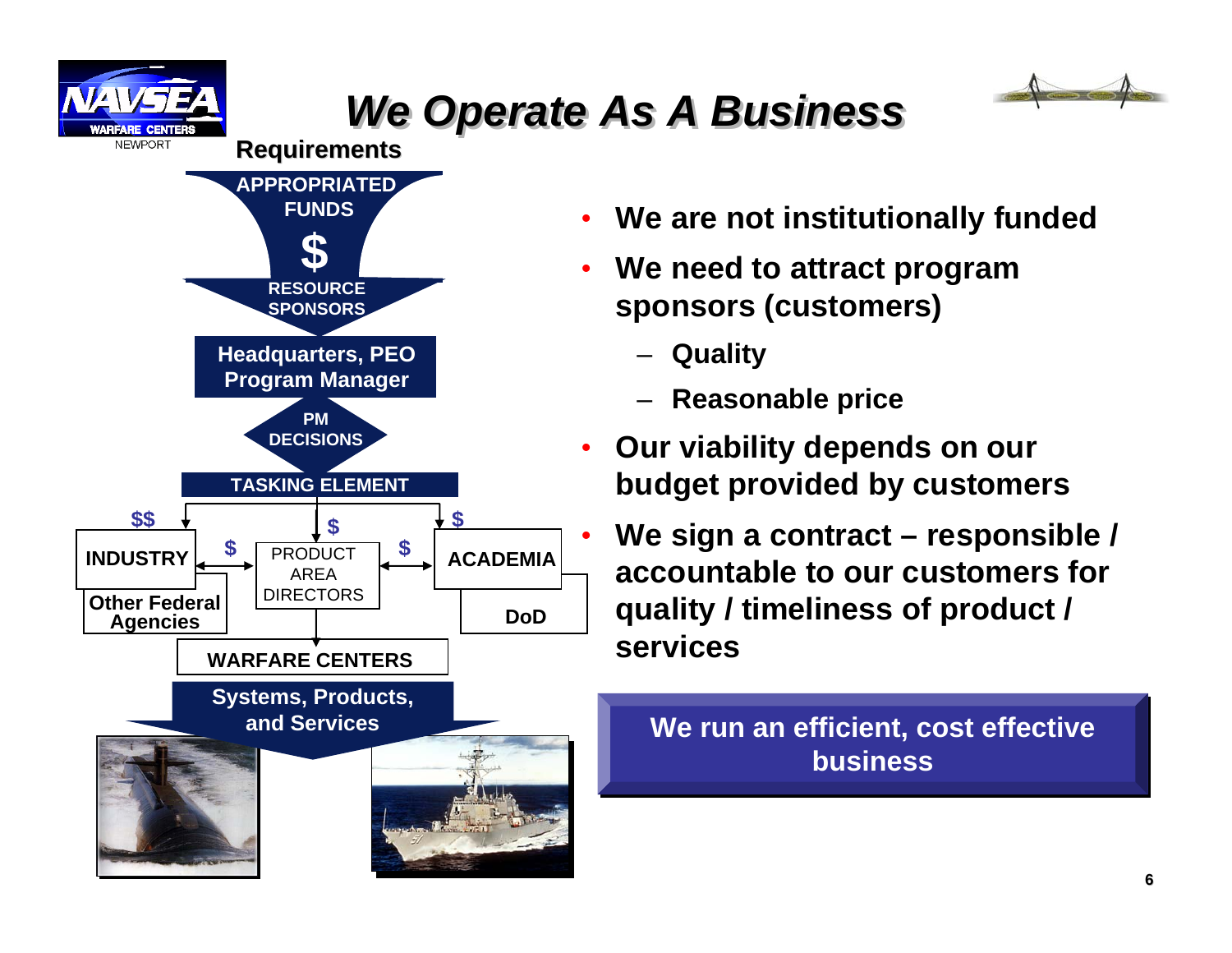# We Operate As A Business

**Requirements**

**APPROPRIATED FUNDS**

**$**

**RESOURCE SPONSORS**

**Headquarters, PEO Program Manager**

**PM DECISIONS**

**TASKING ELEMENT**

**$$** **INDUSTRY** / **Other Federal Agencies**

**$** PRODUCT AREA DIRECTORS

**$** **ACADEMIA** / **DoD**

**WARFARE CENTERS**

**Systems, Products, and Services**

- **We are not institutionally funded**
- **We need to attract program sponsors (customers)**
  - **Quality**
  - **Reasonable price**
- **Our viability depends on our budget provided by customers**
- **We sign a contract – responsible / accountable to our customers for quality / timeliness of product / services**

**We run an efficient, cost effective business**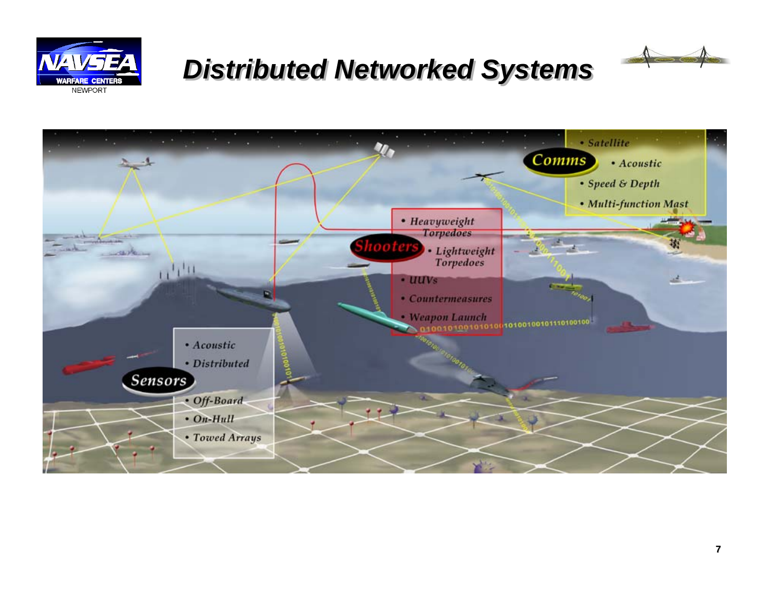# Distributed Networked Systems

**Comms**
- Satellite
- Acoustic
- Speed & Depth
- Multi-function Mast

**Shooters**
- Heavyweight Torpedoes
- Lightweight Torpedoes
- UUVs
- Countermeasures
- Weapon Launch

**Sensors**
- Acoustic
- Distributed
- Off-Board
- On-Hull
- Towed Arrays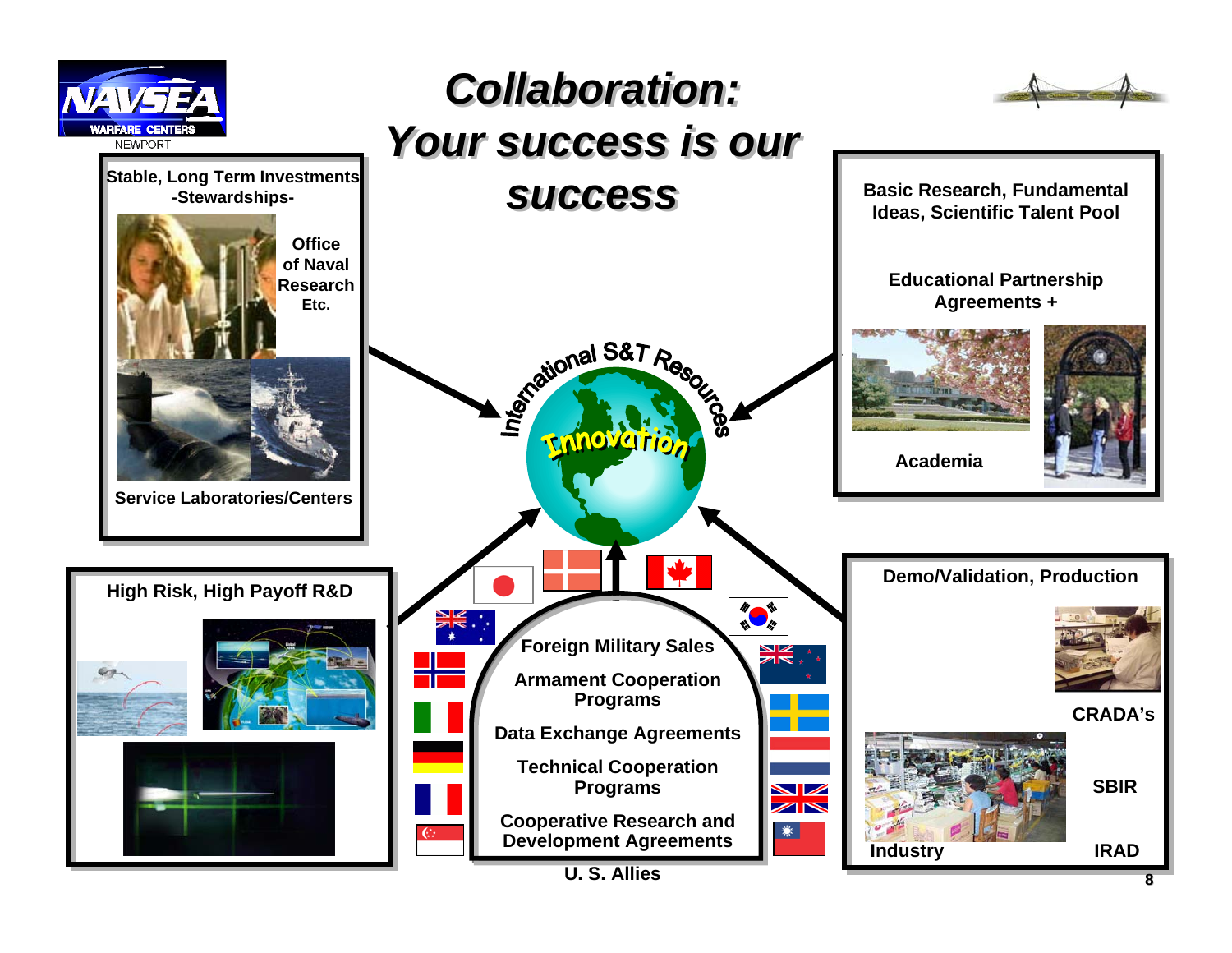# Collaboration: Your success is our success

NEWPORT

**Stable, Long Term Investments -Stewardships-**

Office of Naval Research Etc.

Service Laboratories/Centers

**Basic Research, Fundamental Ideas, Scientific Talent Pool**

**Educational Partnership Agreements +**

Academia

International S&T Resources

Innovation

**High Risk, High Payoff R&D**

Foreign Military Sales

Armament Cooperation Programs

Data Exchange Agreements

Technical Cooperation Programs

Cooperative Research and Development Agreements

U. S. Allies

**Demo/Validation, Production**

CRADA's

SBIR

Industry

IRAD